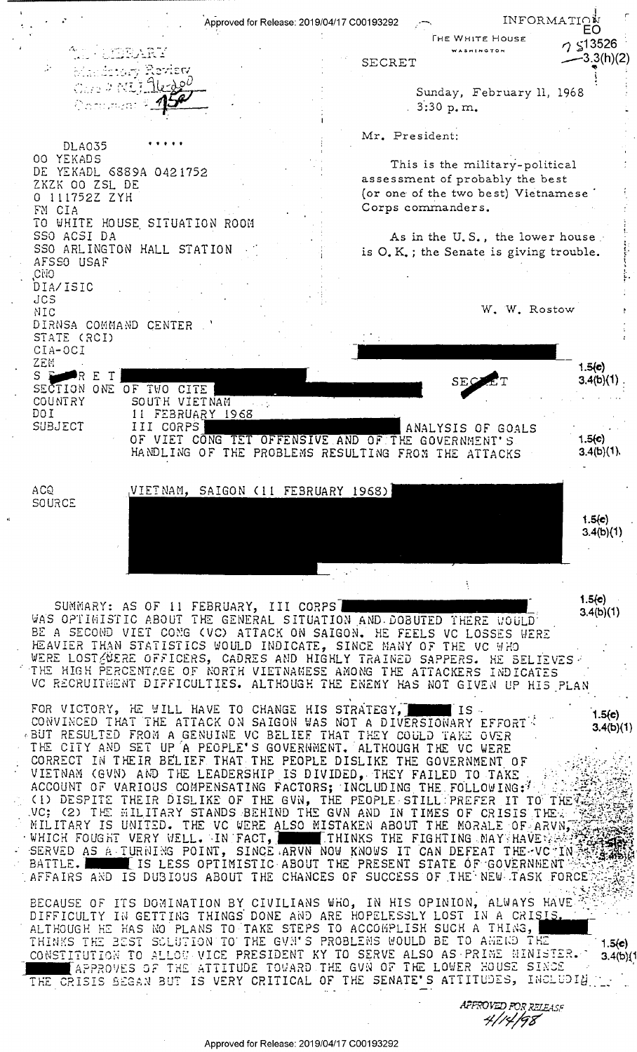INFORMATION

THE WHITE HOUSE
WASHINGTON

EO 13526
3.3(h)(2)

SECRET

LBJ LIBRARY
Mandatory Review
Case # NLJ 96-200
Document # 150

Sunday, February 11, 1968
3:30 p.m.

Mr. President:

This is the military-political assessment of probably the best (or one of the two best) Vietnamese Corps commanders.

As in the U.S., the lower house is O.K.; the Senate is giving trouble.

W. W. Rostow

```
DLA035
OO YEKADS
DE YEKADL 6889A 0421752
ZKZK OO ZSL DE
O 111752Z ZYH
FM CIA
TO WHITE HOUSE SITUATION ROOM
SSO ACSI DA
SSO ARLINGTON HALL STATION
AFSSO USAF
CNO
DIA/ISIC
JCS
NIC
DIRNSA COMMAND CENTER
STATE (RCI)
CIA-OCI
ZEM
```

SECRET 1.5(c) 3.4(b)(1)

SECTION ONE OF TWO CITE [REDACTED]

COUNTRY SOUTH VIETNAM
DOI 11 FEBRUARY 1968
SUBJECT III CORPS [REDACTED] ANALYSIS OF GOALS OF VIET CONG TET OFFENSIVE AND OF THE GOVERNMENT'S HANDLING OF THE PROBLEMS RESULTING FROM THE ATTACKS 1.5(c) 3.4(b)(1)

ACQ VIETNAM, SAIGON (11 FEBRUARY 1968) [REDACTED]
SOURCE [REDACTED] 1.5(c) 3.4(b)(1)

SUMMARY: AS OF 11 FEBRUARY, III CORPS [REDACTED] WAS OPTIMISTIC ABOUT THE GENERAL SITUATION AND DOUBTED THERE WOULD BE A SECOND VIET CONG (VC) ATTACK ON SAIGON. HE FEELS VC LOSSES WERE HEAVIER THAN STATISTICS WOULD INDICATE, SINCE MANY OF THE VC WHO WERE LOST WERE OFFICERS, CADRES AND HIGHLY TRAINED SAPPERS. HE BELIEVES THE HIGH PERCENTAGE OF NORTH VIETNAMESE AMONG THE ATTACKERS INDICATES VC RECRUITMENT DIFFICULTIES. ALTHOUGH THE ENEMY HAS NOT GIVEN UP HIS PLAN FOR VICTORY, HE WILL HAVE TO CHANGE HIS STRATEGY. [REDACTED] IS CONVINCED THAT THE ATTACK ON SAIGON WAS NOT A DIVERSIONARY EFFORT BUT RESULTED FROM A GENUINE VC BELIEF THAT THEY COULD TAKE OVER THE CITY AND SET UP A PEOPLE'S GOVERNMENT. ALTHOUGH THE VC WERE CORRECT IN THEIR BELIEF THAT THE PEOPLE DISLIKE THE GOVERNMENT OF VIETNAM (GVN) AND THE LEADERSHIP IS DIVIDED, THEY FAILED TO TAKE ACCOUNT OF VARIOUS COMPENSATING FACTORS, INCLUDING THE FOLLOWING: (1) DESPITE THEIR DISLIKE OF THE GVN, THE PEOPLE STILL PREFER IT TO THE VC; (2) THE MILITARY STANDS BEHIND THE GVN AND IN TIMES OF CRISIS THE MILITARY IS UNITED. THE VC WERE ALSO MISTAKEN ABOUT THE MORALE OF ARVN, WHICH FOUGHT VERY WELL. IN FACT, [REDACTED] THINKS THE FIGHTING MAY HAVE SERVED AS A TURNING POINT, SINCE ARVN NOW KNOWS IT CAN DEFEAT THE VC IN BATTLE. [REDACTED] IS LESS OPTIMISTIC ABOUT THE PRESENT STATE OF GOVERNMENT AFFAIRS AND IS DUBIOUS ABOUT THE CHANCES OF SUCCESS OF THE NEW TASK FORCE BECAUSE OF ITS DOMINATION BY CIVILIANS WHO, IN HIS OPINION, ALWAYS HAVE DIFFICULTY IN GETTING THINGS DONE AND ARE HOPELESSLY LOST IN A CRISIS. ALTHOUGH HE HAS NO PLANS TO TAKE STEPS TO ACCOMPLISH SUCH A THING, [REDACTED] THINKS THE BEST SOLUTION TO THE GVN'S PROBLEMS WOULD BE TO AMEND THE CONSTITUTION TO ALLOW VICE PRESIDENT KY TO SERVE ALSO AS PRIME MINISTER. [REDACTED] APPROVES OF THE ATTITUDE TOWARD THE GVN OF THE LOWER HOUSE SINCE THE CRISIS BEGAN BUT IS VERY CRITICAL OF THE SENATE'S ATTITUDES, INCLUDING

1.5(c) 3.4(b)(1)

APPROVED FOR RELEASE 4/14/98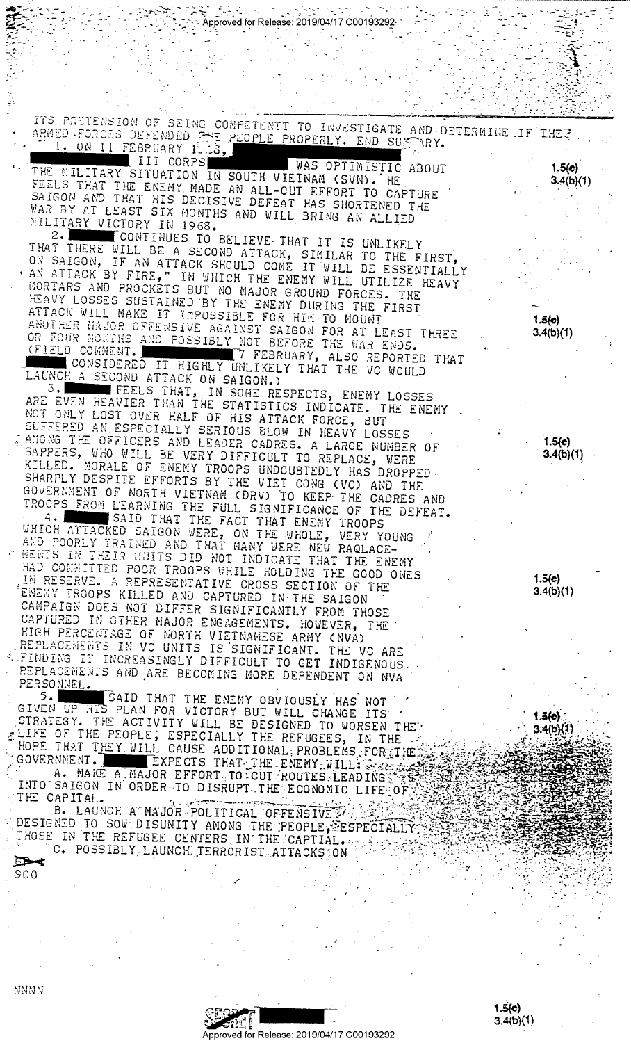ITS PRETENSION OF BEING COMPETENTT TO INVESTIGATE AND DETERMINE IF THE ARMED FORCES DEFENDED THE PEOPLE PROPERLY. END SUMMARY.

1. ON 11 FEBRUARY 1968, [REDACTED] III CORPS [REDACTED] WAS OPTIMISTIC ABOUT THE MILITARY SITUATION IN SOUTH VIETNAM (SVN). HE FEELS THAT THE ENEMY MADE AN ALL-OUT EFFORT TO CAPTURE SAIGON AND THAT HIS DECISIVE DEFEAT HAS SHORTENED THE WAR BY AT LEAST SIX MONTHS AND WILL BRING AN ALLIED MILITARY VICTORY IN 1968.

1.5(c)
3.4(b)(1)

2. [REDACTED] CONTINUES TO BELIEVE THAT IT IS UNLIKELY THAT THERE WILL BE A SECOND ATTACK, SIMILAR TO THE FIRST, ON SAIGON, IF AN ATTACK SHOULD COME IT WILL BE ESSENTIALLY AN ATTACK BY FIRE," IN WHICH THE ENEMY WILL UTILIZE HEAVY MORTARS AND PROCKETS BUT NO MAJOR GROUND FORCES. THE HEAVY LOSSES SUSTAINED BY THE ENEMY DURING THE FIRST ATTACK WILL MAKE IT IMPOSSIBLE FOR HIM TO MOUNT ANOTHER MAJOR OFFENSIVE AGAINST SAIGON FOR AT LEAST THREE OR FOUR MONTHS AND POSSIBLY NOT BEFORE THE WAR ENDS. (FIELD COMMENT. [REDACTED] 7 FEBRUARY, ALSO REPORTED THAT [REDACTED] CONSIDERED IT HIGHLY UNLIKELY THAT THE VC WOULD LAUNCH A SECOND ATTACK ON SAIGON.)

1.5(c)
3.4(b)(1)

3. [REDACTED] FEELS THAT, IN SOME RESPECTS, ENEMY LOSSES ARE EVEN HEAVIER THAN THE STATISTICS INDICATE. THE ENEMY NOT ONLY LOST OVER HALF OF HIS ATTACK FORCE, BUT SUFFERED AN ESPECIALLY SERIOUS BLOW IN HEAVY LOSSES AMONG THE OFFICERS AND LEADER CADRES. A LARGE NUMBER OF SAPPERS, WHO WILL BE VERY DIFFICULT TO REPLACE, WERE KILLED. MORALE OF ENEMY TROOPS UNDOUBTEDLY HAS DROPPED SHARPLY DESPITE EFFORTS BY THE VIET CONG (VC) AND THE GOVERNMENT OF NORTH VIETNAM (DRV) TO KEEP THE CADRES AND TROOPS FROM LEARNING THE FULL SIGNIFICANCE OF THE DEFEAT.

1.5(c)
3.4(b)(1)

4. [REDACTED] SAID THAT THE FACT THAT ENEMY TROOPS WHICH ATTACKED SAIGON WERE, ON THE WHOLE, VERY YOUNG AND POORLY TRAINED AND THAT MANY WERE NEW RAQLACEMENTS IN THEIR UNITS DID NOT INDICATE THAT THE ENEMY HAD COMMITTED POOR TROOPS WHILE HOLDING THE GOOD ONES IN RESERVE. A REPRESENTATIVE CROSS SECTION OF THE ENEMY TROOPS KILLED AND CAPTURED IN THE SAIGON CAMPAIGN DOES NOT DIFFER SIGNIFICANTLY FROM THOSE CAPTURED IN OTHER MAJOR ENGAGEMENTS. HOWEVER, THE HIGH PERCENTAGE OF NORTH VIETNAMESE ARMY (NVA) REPLACEMENTS IN VC UNITS IS SIGNIFICANT. THE VC ARE FINDING IT INCREASINGLY DIFFICULT TO GET INDIGENOUS REPLACEMENTS AND ARE BECOMING MORE DEPENDENT ON NVA PERSONNEL.

1.5(c)
3.4(b)(1)

5. [REDACTED] SAID THAT THE ENEMY OBVIOUSLY HAS NOT GIVEN UP HIS PLAN FOR VICTORY BUT WILL CHANGE ITS STRATEGY. THE ACTIVITY WILL BE DESIGNED TO WORSEN THE LIFE OF THE PEOPLE, ESPECIALLY THE REFUGEES, IN THE HOPE THAT THEY WILL CAUSE ADDITIONAL PROBLEMS FOR THE GOVERNMENT. [REDACTED] EXPECTS THAT THE ENEMY WILL:

1.5(c)
3.4(b)(1)

A. MAKE A MAJOR EFFORT TO CUT ROUTES LEADING INTO SAIGON IN ORDER TO DISRUPT THE ECONOMIC LIFE OF THE CAPITAL.

B. LAUNCH A MAJOR POLITICAL OFFENSIVE DESIGNED TO SOW DISUNITY AMONG THE PEOPLE, ESPECIALLY THOSE IN THE REFUGEE CENTERS IN THE CAPTIAL.

C. POSSIBLY LAUNCH TERRORIST ATTACKS ON

SOO

NNNN

1.5(c)
3.4(b)(1)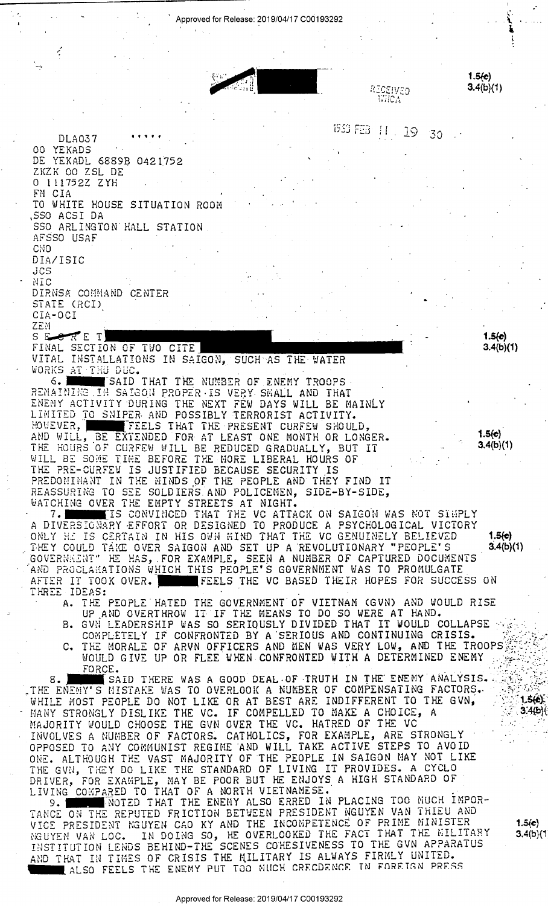RECEIVED
WHCA

1.5(c)
3.4(b)(1)

1968 FEB 11 19 30

DLA037 .....
OO YEKADS
DE YEKADL 6889B 0421752
ZKZK OO ZSL DE
O 111752Z ZYH
FM CIA
TO WHITE HOUSE SITUATION ROOM
SSO ACSI DA
SSO ARLINGTON HALL STATION
AFSSO USAF
CNO
DIA/ISIC
JCS
NIC
DIRNSA COMMAND CENTER
STATE (RCI)
CIA-OCI
ZEM
SECRET

1.5(c)
3.4(b)(1)

FINAL SECTION OF TWO CITE
VITAL INSTALLATIONS IN SAIGON, SUCH AS THE WATER WORKS AT THU DUC.

6. SAID THAT THE NUMBER OF ENEMY TROOPS REMAINING IN SAIGON PROPER IS VERY SMALL AND THAT ENEMY ACTIVITY DURING THE NEXT FEW DAYS WILL BE MAINLY LIMITED TO SNIPER AND POSSIBLY TERRORIST ACTIVITY. HOWEVER, FEELS THAT THE PRESENT CURFEW SHOULD, AND WILL, BE EXTENDED FOR AT LEAST ONE MONTH OR LONGER. THE HOURS OF CURFEW WILL BE REDUCED GRADUALLY, BUT IT WILL BE SOME TIME BEFORE THE MORE LIBERAL HOURS OF THE PRE-CURFEW IS JUSTIFIED BECAUSE SECURITY IS PREDOMINANT IN THE MINDS OF THE PEOPLE AND THEY FIND IT REASSURING TO SEE SOLDIERS AND POLICEMEN, SIDE-BY-SIDE, WATCHING OVER THE EMPTY STREETS AT NIGHT.

1.5(c)
3.4(b)(1)

7. IS CONVINCED THAT THE VC ATTACK ON SAIGON WAS NOT SIMPLY A DIVERSIONARY EFFORT OR DESIGNED TO PRODUCE A PSYCHOLOGICAL VICTORY ONLY HE IS CERTAIN IN HIS OWN MIND THAT THE VC GENUINELY BELIEVED THEY COULD TAKE OVER SAIGON AND SET UP A REVOLUTIONARY "PEOPLE'S GOVERNMENT" HE HAS, FOR EXAMPLE, SEEN A NUMBER OF CAPTURED DOCUMENTS AND PROCLAMATIONS WHICH THIS PEOPLE'S GOVERNMENT WAS TO PROMULGATE AFTER IT TOOK OVER. FEELS THE VC BASED THEIR HOPES FOR SUCCESS ON THREE IDEAS:

1.5(c)
3.4(b)(1)

A. THE PEOPLE HATED THE GOVERNMENT OF VIETNAM (GVN) AND WOULD RISE UP AND OVERTHROW IT IF THE MEANS TO DO SO WERE AT HAND.
B. GVN LEADERSHIP WAS SO SERIOUSLY DIVIDED THAT IT WOULD COLLAPSE COMPLETELY IF CONFRONTED BY A SERIOUS AND CONTINUING CRISIS.
C. THE MORALE OF ARVN OFFICERS AND MEN WAS VERY LOW, AND THE TROOPS WOULD GIVE UP OR FLEE WHEN CONFRONTED WITH A DETERMINED ENEMY FORCE.

8. SAID THERE WAS A GOOD DEAL OF TRUTH IN THE ENEMY ANALYSIS. THE ENEMY'S MISTAKE WAS TO OVERLOOK A NUMBER OF COMPENSATING FACTORS. WHILE MOST PEOPLE DO NOT LIKE OR AT BEST ARE INDIFFERENT TO THE GVN, MANY STRONGLY DISLIKE THE VC. IF COMPELLED TO MAKE A CHOICE, A MAJORITY WOULD CHOOSE THE GVN OVER THE VC. HATRED OF THE VC INVOLVES A NUMBER OF FACTORS. CATHOLICS, FOR EXAMPLE, ARE STRONGLY OPPOSED TO ANY COMMUNIST REGIME AND WILL TAKE ACTIVE STEPS TO AVOID ONE. ALTHOUGH THE VAST MAJORITY OF THE PEOPLE IN SAIGON MAY NOT LIKE THE GVN, THEY DO LIKE THE STANDARD OF LIVING IT PROVIDES. A CYCLO DRIVER, FOR EXAMPLE, MAY BE POOR BUT HE ENJOYS A HIGH STANDARD OF LIVING COMPARED TO THAT OF A NORTH VIETNAMESE.

1.5(c)
3.4(b)(1)

9. NOTED THAT THE ENEMY ALSO ERRED IN PLACING TOO MUCH IMPORTANCE ON THE REPUTED FRICTION BETWEEN PRESIDENT NGUYEN VAN THIEU AND VICE PRESIDENT NGUYEN CAO KY AND THE INCOMPETENCE OF PRIME MINISTER NGUYEN VAN LOC. IN DOING SO, HE OVERLOOKED THE FACT THAT THE MILITARY INSTITUTION LENDS BEHIND-THE SCENES COHESIVENESS TO THE GVN APPARATUS AND THAT IN TIMES OF CRISIS THE MILITARY IS ALWAYS FIRMLY UNITED. ALSO FEELS THE ENEMY PUT TOO MUCH CREDENCE IN FOREIGN PRESS

1.5(c)
3.4(b)(1)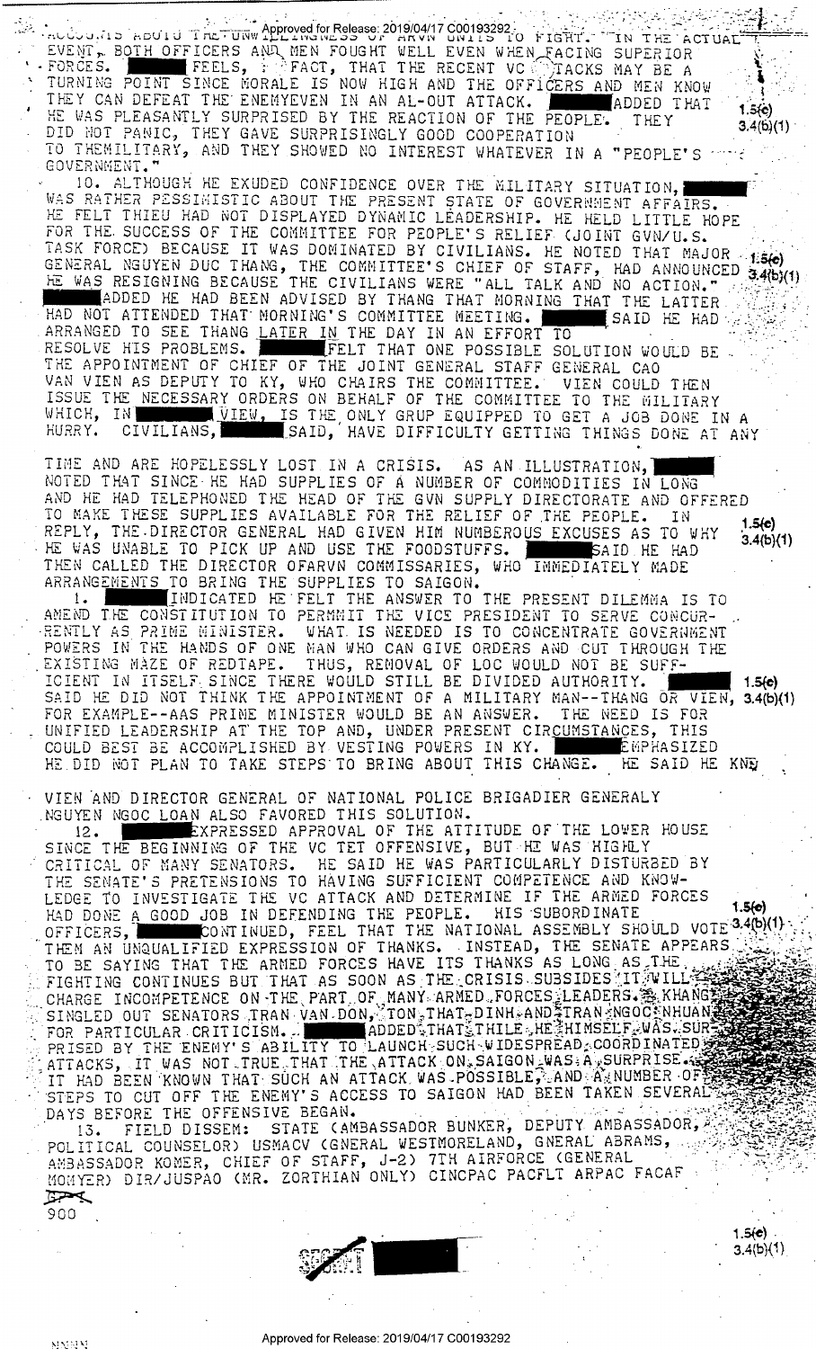ACCOUNTS ABOUT THE UNWILLINGNESS OF ARVN UNITS TO FIGHT. IN THE ACTUAL EVENT, BOTH OFFICERS AND MEN FOUGHT WELL EVEN WHEN FACING SUPERIOR FORCES. [redacted] FEELS, IN FACT, THAT THE RECENT VC ATTACKS MAY BE A TURNING POINT SINCE MORALE IS NOW HIGH AND THE OFFICERS AND MEN KNOW THEY CAN DEFEAT THE ENEMYEVEN IN AN AL-OUT ATTACK. [redacted] ADDED THAT HE WAS PLEASANTLY SURPRISED BY THE REACTION OF THE PEOPLE. THEY DID NOT PANIC, THEY GAVE SURPRISINGLY GOOD COOPERATION TO THEMILITARY, AND THEY SHOWED NO INTEREST WHATEVER IN A "PEOPLE'S GOVERNMENT."

1.5(c)
3.4(b)(1)

10. ALTHOUGH HE EXUDED CONFIDENCE OVER THE MILITARY SITUATION, [redacted] WAS RATHER PESSIMISTIC ABOUT THE PRESENT STATE OF GOVERNMENT AFFAIRS. HE FELT THIEU HAD NOT DISPLAYED DYNAMIC LEADERSHIP. HE HELD LITTLE HOPE FOR THE SUCCESS OF THE COMMITTEE FOR PEOPLE'S RELIEF (JOINT GVN/U.S. TASK FORCE) BECAUSE IT WAS DOMINATED BY CIVILIANS. HE NOTED THAT MAJOR GENERAL NGUYEN DUC THANG, THE COMMITTEE'S CHIEF OF STAFF, HAD ANNOUNCED HE WAS RESIGNING BECAUSE THE CIVILIANS WERE "ALL TALK AND NO ACTION." [redacted] ADDED HE HAD BEEN ADVISED BY THANG THAT MORNING THAT THE LATTER HAD NOT ATTENDED THAT MORNING'S COMMITTEE MEETING. [redacted] SAID HE HAD ARRANGED TO SEE THANG LATER IN THE DAY IN AN EFFORT TO RESOLVE HIS PROBLEMS. [redacted] FELT THAT ONE POSSIBLE SOLUTION WOULD BE THE APPOINTMENT OF CHIEF OF THE JOINT GENERAL STAFF GENERAL CAO VAN VIEN AS DEPUTY TO KY, WHO CHAIRS THE COMMITTEE. VIEN COULD THEN ISSUE THE NECESSARY ORDERS ON BEHALF OF THE COMMITTEE TO THE MILITARY WHICH, IN [redacted] VIEW, IS THE ONLY GRUP EQUIPPED TO GET A JOB DONE IN A HURRY. CIVILIANS, [redacted] SAID, HAVE DIFFICULTY GETTING THINGS DONE AT ANY

1.5(c)
3.4(b)(1)

TIME AND ARE HOPELESSLY LOST IN A CRISIS. AS AN ILLUSTRATION, [redacted] NOTED THAT SINCE HE HAD SUPPLIES OF A NUMBER OF COMMODITIES IN LONG AND HE HAD TELEPHONED THE HEAD OF THE GVN SUPPLY DIRECTORATE AND OFFERED TO MAKE THESE SUPPLIES AVAILABLE FOR THE RELIEF OF THE PEOPLE. IN REPLY, THE DIRECTOR GENERAL HAD GIVEN HIM NUMBEROUS EXCUSES AS TO WHY HE WAS UNABLE TO PICK UP AND USE THE FOODSTUFFS. [redacted] SAID HE HAD THEN CALLED THE DIRECTOR OFARVN COMMISSARIES, WHO IMMEDIATELY MADE ARRANGEMENTS TO BRING THE SUPPLIES TO SAIGON.

1.5(c)
3.4(b)(1)

1. [redacted] INDICATED HE FELT THE ANSWER TO THE PRESENT DILEMMA IS TO AMEND THE CONSTITUTION TO PERMMIT THE VICE PRESIDENT TO SERVE CONCURRENTLY AS PRIME MINISTER. WHAT IS NEEDED IS TO CONCENTRATE GOVERNMENT POWERS IN THE HANDS OF ONE MAN WHO CAN GIVE ORDERS AND CUT THROUGH THE EXISTING MAZE OF REDTAPE. THUS, REMOVAL OF LOC WOULD NOT BE SUFFICIENT IN ITSELF SINCE THERE WOULD STILL BE DIVIDED AUTHORITY. [redacted] SAID HE DID NOT THINK THE APPOINTMENT OF A MILITARY MAN--THANG OR VIEN, FOR EXAMPLE--AAS PRIME MINISTER WOULD BE AN ANSWER. THE NEED IS FOR UNIFIED LEADERSHIP AT THE TOP AND, UNDER PRESENT CIRCUMSTANCES, THIS COULD BEST BE ACCOMPLISHED BY VESTING POWERS IN KY. [redacted] EMPHASIZED HE DID NOT PLAN TO TAKE STEPS TO BRING ABOUT THIS CHANGE. HE SAID HE KNEW

1.5(c)
3.4(b)(1)

VIEN AND DIRECTOR GENERAL OF NATIONAL POLICE BRIGADIER GENERALY NGUYEN NGOC LOAN ALSO FAVORED THIS SOLUTION.

12. [redacted] EXPRESSED APPROVAL OF THE ATTITUDE OF THE LOWER HOUSE SINCE THE BEGINNING OF THE VC TET OFFENSIVE, BUT HE WAS HIGHLY CRITICAL OF MANY SENATORS. HE SAID HE WAS PARTICULARLY DISTURBED BY THE SENATE'S PRETENSIONS TO HAVING SUFFICIENT COMPETENCE AND KNOWLEDGE TO INVESTIGATE THE VC ATTACK AND DETERMINE IF THE ARMED FORCES HAD DONE A GOOD JOB IN DEFENDING THE PEOPLE. HIS SUBORDINATE OFFICERS, [redacted] CONTINUED, FEEL THAT THE NATIONAL ASSEMBLY SHOULD VOTE THEM AN UNQUALIFIED EXPRESSION OF THANKS. INSTEAD, THE SENATE APPEARS TO BE SAYING THAT THE ARMED FORCES HAVE ITS THANKS AS LONG AS THE FIGHTING CONTINUES BUT THAT AS SOON AS THE CRISIS SUBSIDES IT WILL CHARGE INCOMPETENCE ON THE PART OF MANY ARMED FORCES LEADERS. KHANG SINGLED OUT SENATORS TRAN VAN DON, TON THAT DINH AND TRAN NGOC NHUAN FOR PARTICULAR CRITICISM. [redacted] ADDED THAT WHILE HE HIMSELF WAS SURPRISED BY THE ENEMY'S ABILITY TO LAUNCH SUCH WIDESPREAD COORDINATED ATTACKS, IT WAS NOT TRUE THAT THE ATTACK ON SAIGON WAS A SURPRISE. IT HAD BEEN KNOWN THAT SUCH AN ATTACK WAS POSSIBLE, AND A NUMBER OF STEPS TO CUT OFF THE ENEMY'S ACCESS TO SAIGON HAD BEEN TAKEN SEVERAL DAYS BEFORE THE OFFENSIVE BEGAN.

1.5(c)
3.4(b)(1)

13. FIELD DISSEM: STATE (AMBASSADOR BUNKER, DEPUTY AMBASSADOR, POLITICAL COUNSELOR) USMACV (GNERAL WESTMORELAND, GNERAL ABRAMS, AMBASSADOR KOMER, CHIEF OF STAFF, J-2) 7TH AIRFORCE (GENERAL MOMYER) DIR/JUSPAO (MR. ZORTHIAN ONLY) CINCPAC PACFLT ARPAC FACAF

GP-1

900

1.5(c)
3.4(b)(1)